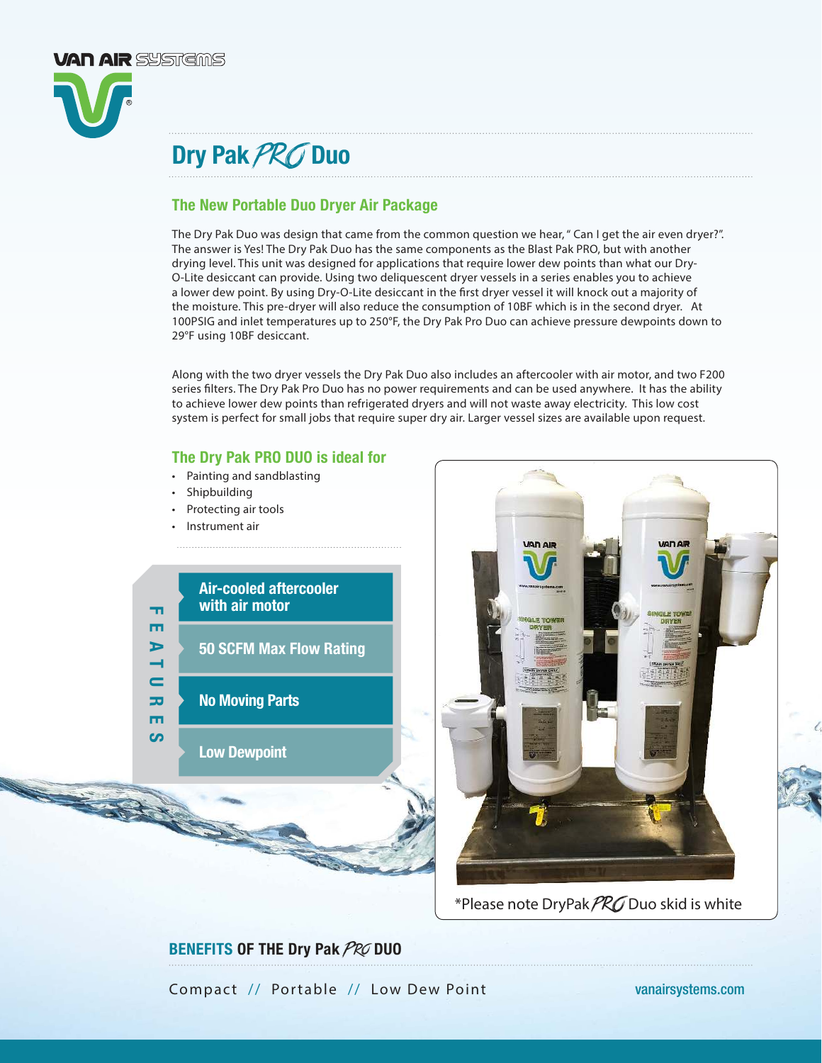VAN AIR SYSTEMS

# Dry Pak PRO Duo

## The New Portable Duo Dryer Air Package

The Dry Pak Duo was design that came from the common question we hear, " Can I get the air even dryer?". The answer is Yes! The Dry Pak Duo has the same components as the Blast Pak PRO, but with another drying level. This unit was designed for applications that require lower dew points than what our Dry-O-Lite desiccant can provide. Using two deliquescent dryer vessels in a series enables you to achieve a lower dew point. By using Dry-O-Lite desiccant in the first dryer vessel it will knock out a majority of the moisture. This pre-dryer will also reduce the consumption of 10BF which is in the second dryer. At 100PSIG and inlet temperatures up to 250°F, the Dry Pak Pro Duo can achieve pressure dewpoints down to 29°F using 10BF desiccant.

Along with the two dryer vessels the Dry Pak Duo also includes an aftercooler with air motor, and two F200 series filters. The Dry Pak Pro Duo has no power requirements and can be used anywhere. It has the ability to achieve lower dew points than refrigerated dryers and will not waste away electricity. This low cost system is perfect for small jobs that require super dry air. Larger vessel sizes are available upon request.

## The Dry Pak PRO DUO is ideal for

- Painting and sandblasting
- Shipbuilding
- Protecting air tools
- Instrument air

### FEATURES

- Air-cooled aftercooler with air motor
- 50 SCFM Max Flow Rating
- No Moving Parts
- Low Dewpoint

*Please note DryPak PRO Duo skid is white

## BENEFITS OF THE Dry Pak PRO DUO

Compact // Portable // Low Dew Point

vanairsystems.com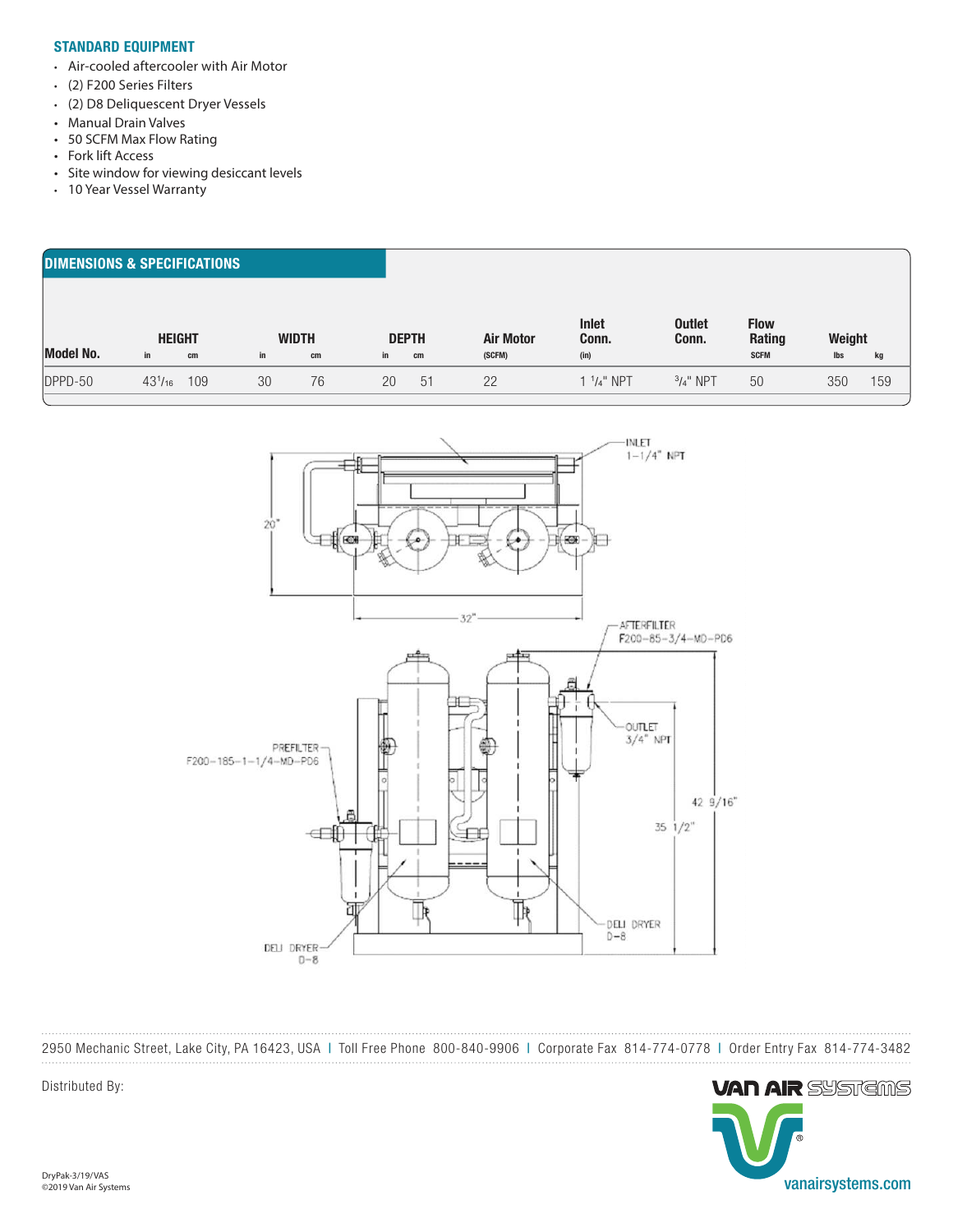## STANDARD EQUIPMENT

- Air-cooled aftercooler with Air Motor
- (2) F200 Series Filters
- (2) D8 Deliquescent Dryer Vessels
- Manual Drain Valves
- 50 SCFM Max Flow Rating
- Fork lift Access
- Site window for viewing desiccant levels
- 10 Year Vessel Warranty

## DIMENSIONS & SPECIFICATIONS

| Model No. | HEIGHT | | WIDTH | | DEPTH | | Air Motor | Inlet Conn. | Outlet Conn. | Flow Rating | Weight | |
|---|---|---|---|---|---|---|---|---|---|---|---|---|
| | in | cm | in | cm | in | cm | (SCFM) | (in) | | SCFM | lbs | kg |
| DPPD-50 | 43 1/16 | 109 | 30 | 76 | 20 | 51 | 22 | 1 1/4" NPT | 3/4" NPT | 50 | 350 | 159 |

INLET 1-1/4" NPT

20"

32"

AFTERFILTER F200-85-3/4-MD-PD6

OUTLET 3/4" NPT

PREFILTER F200-185-1-1/4-MD-PD6

42 9/16"

35 1/2"

DELI DRYER D-8

DELI DRYER D-8

2950 Mechanic Street, Lake City, PA 16423, USA | Toll Free Phone 800-840-9906 | Corporate Fax 814-774-0778 | Order Entry Fax 814-774-3482

Distributed By:

VAN AIR SYSTEMS

vanairsystems.com

DryPak-3/19/VAS
©2019 Van Air Systems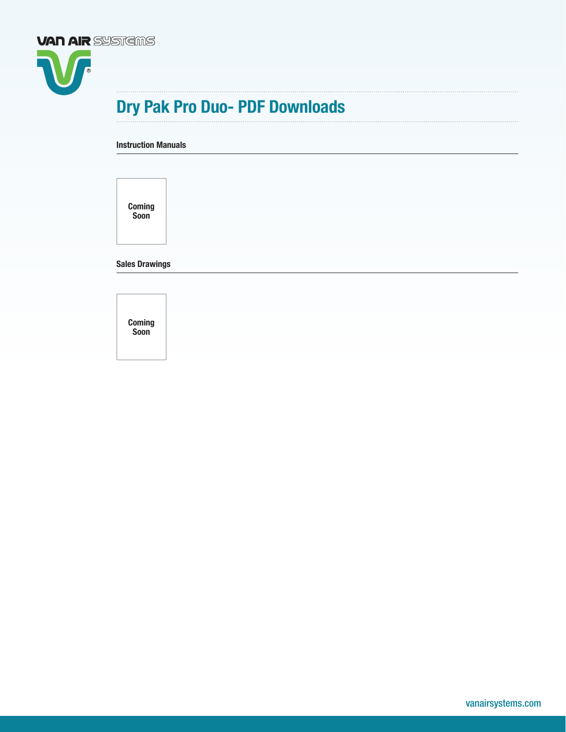VAN AIR SYSTEMS

# Dry Pak Pro Duo- PDF Downloads

### Instruction Manuals

Coming Soon

### Sales Drawings

Coming Soon

vanairsystems.com